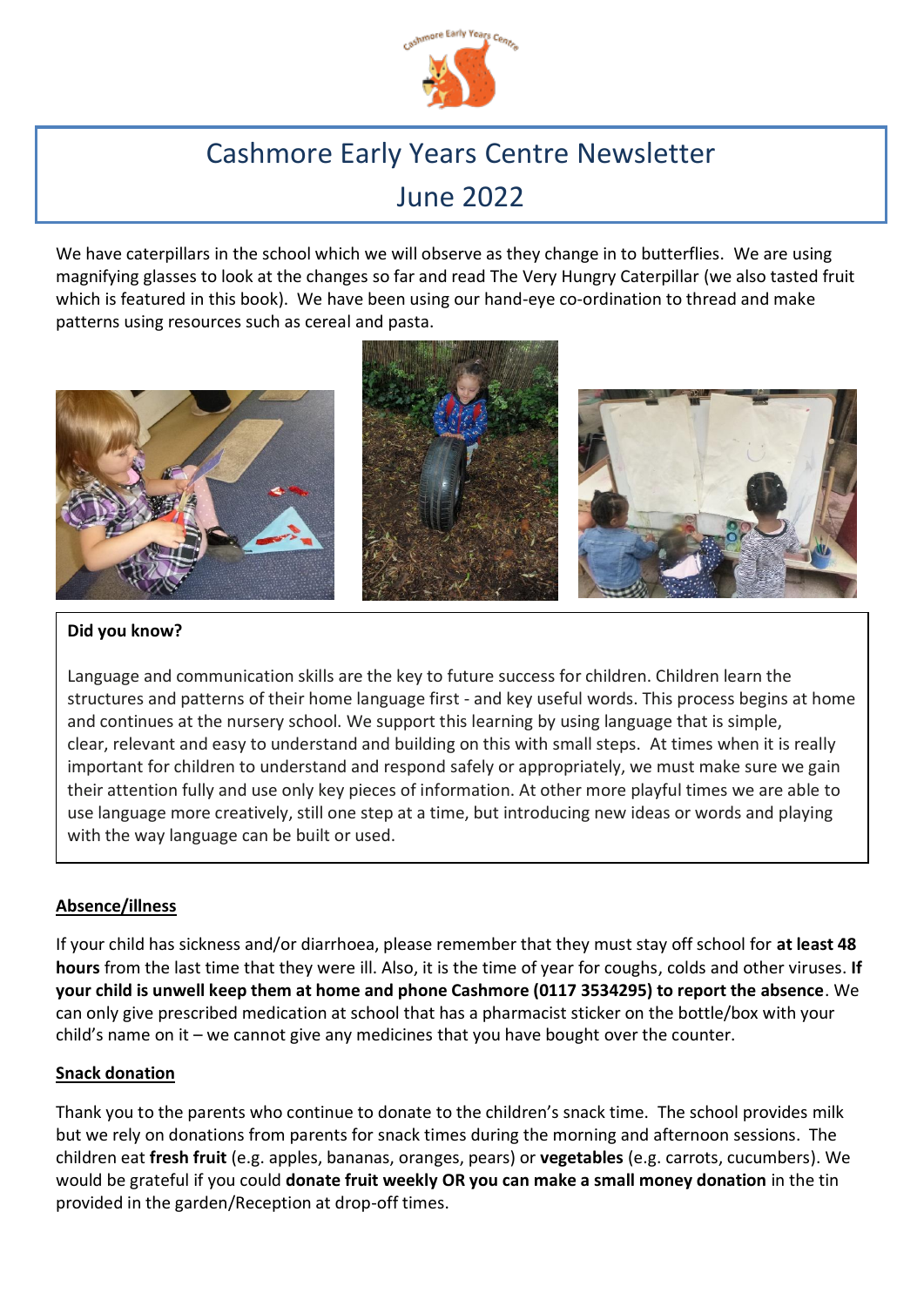# Cashmore Early Years Centre Newsletter
# June 2022

We have caterpillars in the school which we will observe as they change in to butterflies. We are using magnifying glasses to look at the changes so far and read The Very Hungry Caterpillar (we also tasted fruit which is featured in this book). We have been using our hand-eye co-ordination to thread and make patterns using resources such as cereal and pasta.

**Did you know?**

Language and communication skills are the key to future success for children. Children learn the structures and patterns of their home language first - and key useful words. This process begins at home and continues at the nursery school. We support this learning by using language that is simple, clear, relevant and easy to understand and building on this with small steps. At times when it is really important for children to understand and respond safely or appropriately, we must make sure we gain their attention fully and use only key pieces of information. At other more playful times we are able to use language more creatively, still one step at a time, but introducing new ideas or words and playing with the way language can be built or used.

## Absence/illness

If your child has sickness and/or diarrhoea, please remember that they must stay off school for **at least 48 hours** from the last time that they were ill. Also, it is the time of year for coughs, colds and other viruses. **If your child is unwell keep them at home and phone Cashmore (0117 3534295) to report the absence**. We can only give prescribed medication at school that has a pharmacist sticker on the bottle/box with your child's name on it – we cannot give any medicines that you have bought over the counter.

## Snack donation

Thank you to the parents who continue to donate to the children's snack time. The school provides milk but we rely on donations from parents for snack times during the morning and afternoon sessions. The children eat **fresh fruit** (e.g. apples, bananas, oranges, pears) or **vegetables** (e.g. carrots, cucumbers). We would be grateful if you could **donate fruit weekly OR you can make a small money donation** in the tin provided in the garden/Reception at drop-off times.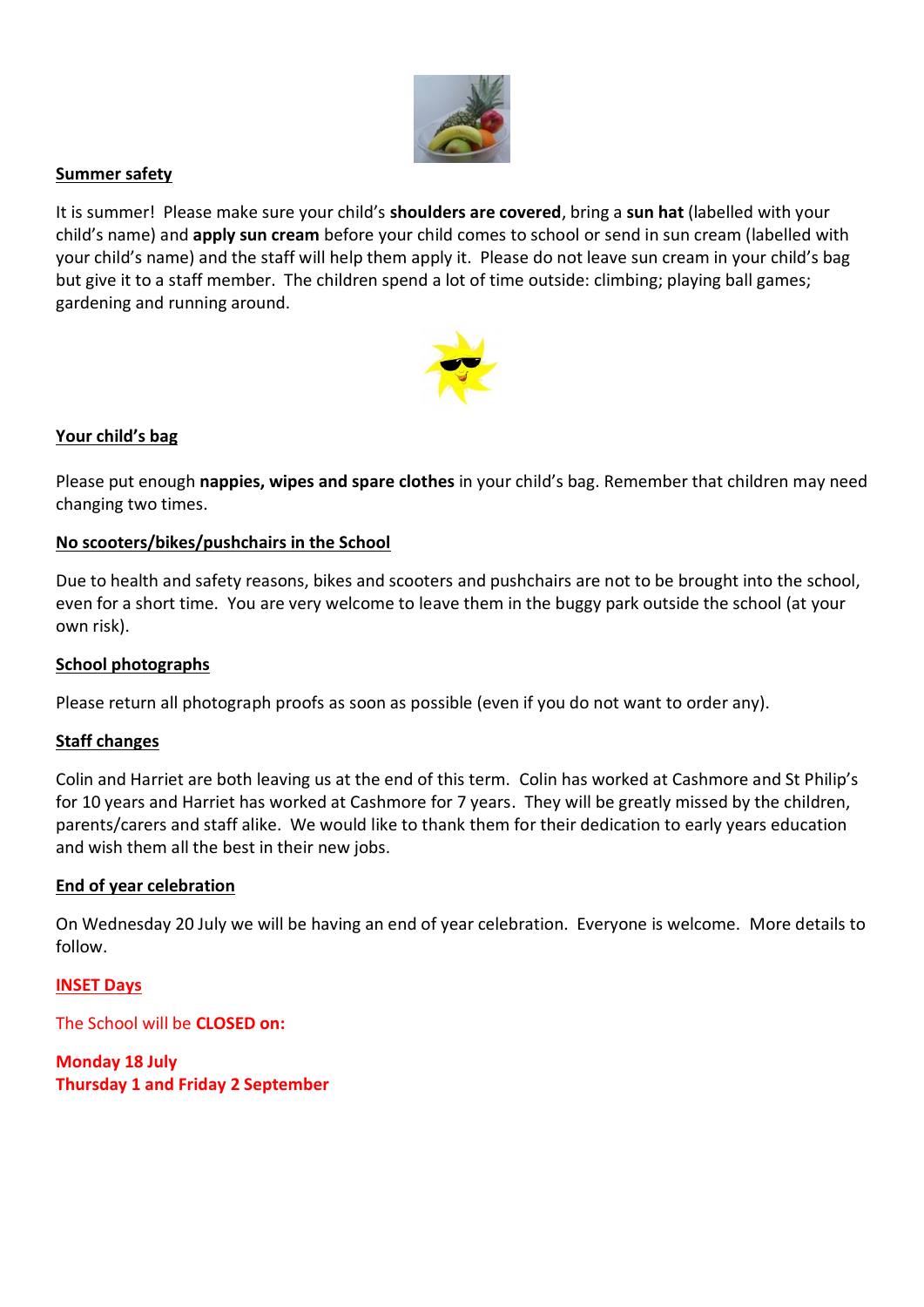## Summer safety

It is summer! Please make sure your child's **shoulders are covered**, bring a **sun hat** (labelled with your child's name) and **apply sun cream** before your child comes to school or send in sun cream (labelled with your child's name) and the staff will help them apply it. Please do not leave sun cream in your child's bag but give it to a staff member. The children spend a lot of time outside: climbing; playing ball games; gardening and running around.

## Your child's bag

Please put enough **nappies, wipes and spare clothes** in your child's bag. Remember that children may need changing two times.

## No scooters/bikes/pushchairs in the School

Due to health and safety reasons, bikes and scooters and pushchairs are not to be brought into the school, even for a short time. You are very welcome to leave them in the buggy park outside the school (at your own risk).

## School photographs

Please return all photograph proofs as soon as possible (even if you do not want to order any).

## Staff changes

Colin and Harriet are both leaving us at the end of this term. Colin has worked at Cashmore and St Philip's for 10 years and Harriet has worked at Cashmore for 7 years. They will be greatly missed by the children, parents/carers and staff alike. We would like to thank them for their dedication to early years education and wish them all the best in their new jobs.

## End of year celebration

On Wednesday 20 July we will be having an end of year celebration. Everyone is welcome. More details to follow.

## INSET Days

The School will be **CLOSED on:**

**Monday 18 July**
**Thursday 1 and Friday 2 September**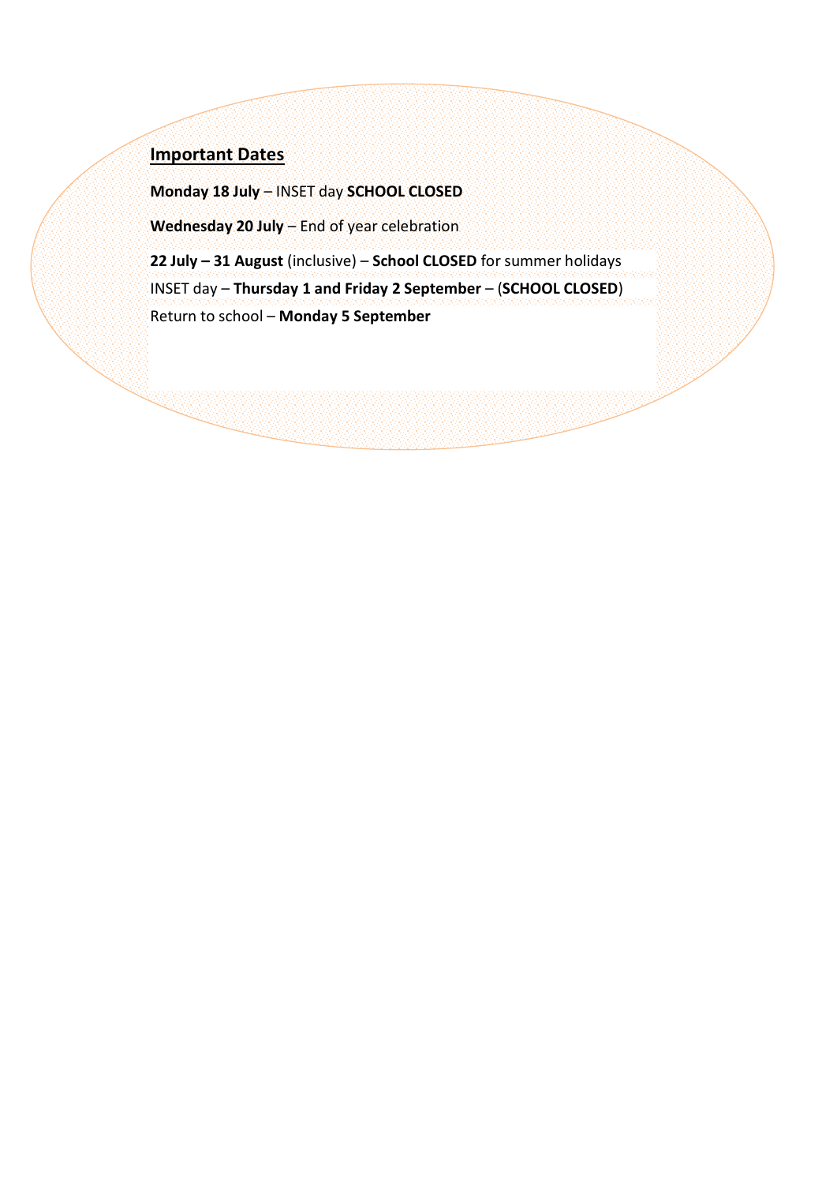## Important Dates

**Monday 18 July** – INSET day **SCHOOL CLOSED**

**Wednesday 20 July** – End of year celebration

**22 July – 31 August** (inclusive) – **School CLOSED** for summer holidays

INSET day – **Thursday 1 and Friday 2 September** – (**SCHOOL CLOSED**)

Return to school – **Monday 5 September**